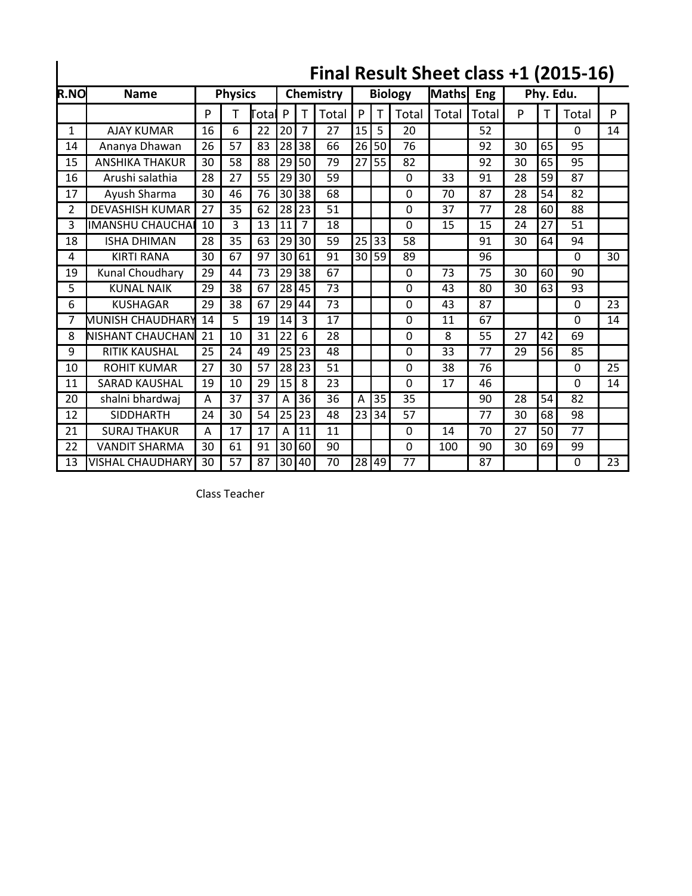# Final Result Sheet class +1 (2015-16)

| R.NO | Name | Physics | | | Chemistry | | | Biology | | | Maths | Eng | Phy. Edu. | | | |
|---|---|---|---|---|---|---|---|---|---|---|---|---|---|---|---|---|
| | | P | T | Total | P | T | Total | P | T | Total | Total | Total | P | T | Total | P |
| 1 | AJAY KUMAR | 16 | 6 | 22 | 20 | 7 | 27 | 15 | 5 | 20 | | 52 | | | 0 | 14 |
| 14 | Ananya Dhawan | 26 | 57 | 83 | 28 | 38 | 66 | 26 | 50 | 76 | | 92 | 30 | 65 | 95 | |
| 15 | ANSHIKA THAKUR | 30 | 58 | 88 | 29 | 50 | 79 | 27 | 55 | 82 | | 92 | 30 | 65 | 95 | |
| 16 | Arushi salathia | 28 | 27 | 55 | 29 | 30 | 59 | | | 0 | 33 | 91 | 28 | 59 | 87 | |
| 17 | Ayush Sharma | 30 | 46 | 76 | 30 | 38 | 68 | | | 0 | 70 | 87 | 28 | 54 | 82 | |
| 2 | DEVASHISH KUMAR | 27 | 35 | 62 | 28 | 23 | 51 | | | 0 | 37 | 77 | 28 | 60 | 88 | |
| 3 | IMANSHU CHAUCHA | 10 | 3 | 13 | 11 | 7 | 18 | | | 0 | 15 | 15 | 24 | 27 | 51 | |
| 18 | ISHA DHIMAN | 28 | 35 | 63 | 29 | 30 | 59 | 25 | 33 | 58 | | 91 | 30 | 64 | 94 | |
| 4 | KIRTI RANA | 30 | 67 | 97 | 30 | 61 | 91 | 30 | 59 | 89 | | 96 | | | 0 | 30 |
| 19 | Kunal Choudhary | 29 | 44 | 73 | 29 | 38 | 67 | | | 0 | 73 | 75 | 30 | 60 | 90 | |
| 5 | KUNAL NAIK | 29 | 38 | 67 | 28 | 45 | 73 | | | 0 | 43 | 80 | 30 | 63 | 93 | |
| 6 | KUSHAGAR | 29 | 38 | 67 | 29 | 44 | 73 | | | 0 | 43 | 87 | | | 0 | 23 |
| 7 | MUNISH CHAUDHARY | 14 | 5 | 19 | 14 | 3 | 17 | | | 0 | 11 | 67 | | | 0 | 14 |
| 8 | NISHANT CHAUCHAN | 21 | 10 | 31 | 22 | 6 | 28 | | | 0 | 8 | 55 | 27 | 42 | 69 | |
| 9 | RITIK KAUSHAL | 25 | 24 | 49 | 25 | 23 | 48 | | | 0 | 33 | 77 | 29 | 56 | 85 | |
| 10 | ROHIT KUMAR | 27 | 30 | 57 | 28 | 23 | 51 | | | 0 | 38 | 76 | | | 0 | 25 |
| 11 | SARAD KAUSHAL | 19 | 10 | 29 | 15 | 8 | 23 | | | 0 | 17 | 46 | | | 0 | 14 |
| 20 | shalni bhardwaj | A | 37 | 37 | A | 36 | 36 | A | 35 | 35 | | 90 | 28 | 54 | 82 | |
| 12 | SIDDHARTH | 24 | 30 | 54 | 25 | 23 | 48 | 23 | 34 | 57 | | 77 | 30 | 68 | 98 | |
| 21 | SURAJ THAKUR | A | 17 | 17 | A | 11 | 11 | | | 0 | 14 | 70 | 27 | 50 | 77 | |
| 22 | VANDIT SHARMA | 30 | 61 | 91 | 30 | 60 | 90 | | | 0 | 100 | 90 | 30 | 69 | 99 | |
| 13 | VISHAL CHAUDHARY | 30 | 57 | 87 | 30 | 40 | 70 | 28 | 49 | 77 | | 87 | | | 0 | 23 |

Class Teacher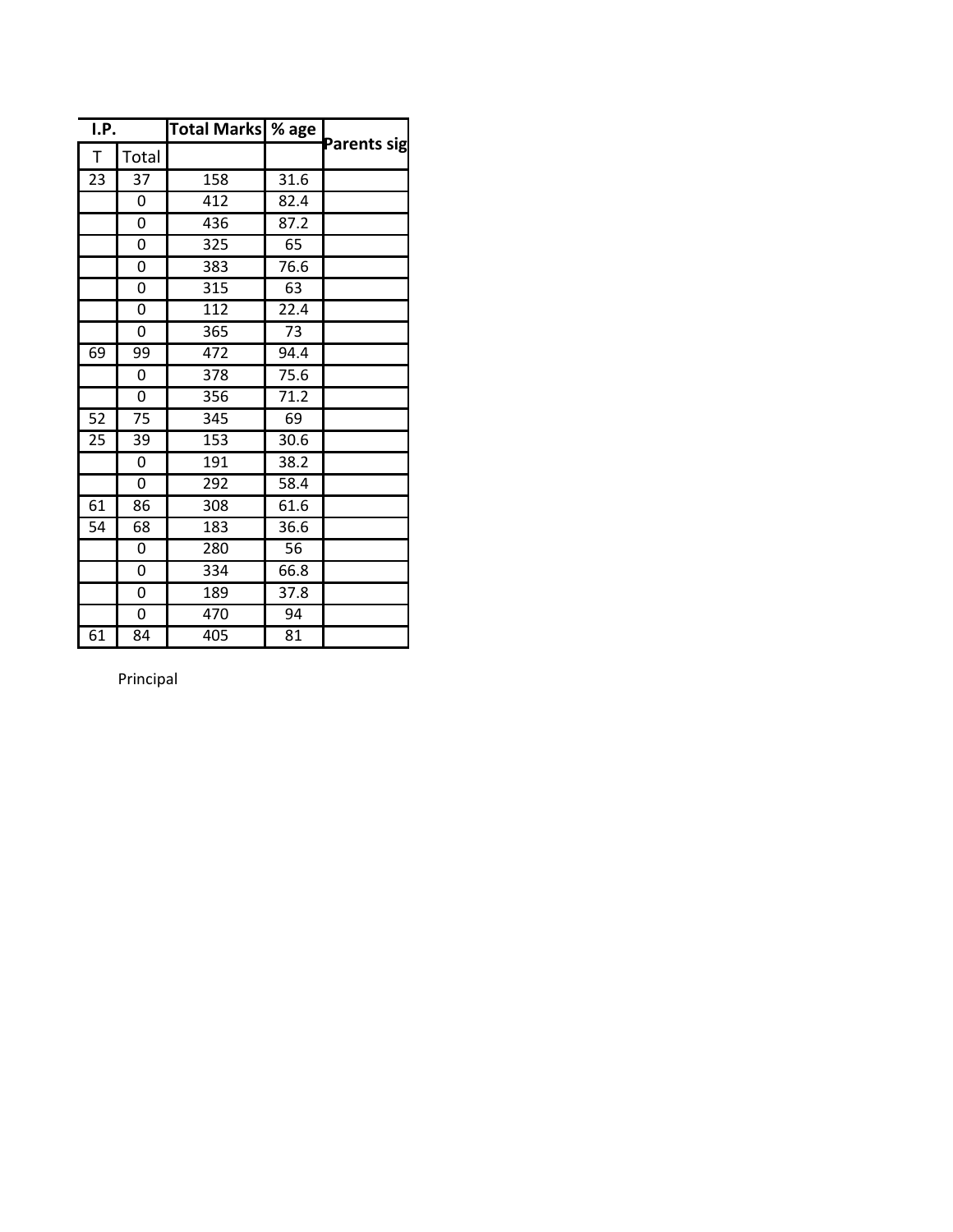| I.P. | | Total Marks | % age | Parents sig |
|---|---|---|---|---|
| T | Total | | | |
| 23 | 37 | 158 | 31.6 | |
| | 0 | 412 | 82.4 | |
| | 0 | 436 | 87.2 | |
| | 0 | 325 | 65 | |
| | 0 | 383 | 76.6 | |
| | 0 | 315 | 63 | |
| | 0 | 112 | 22.4 | |
| | 0 | 365 | 73 | |
| 69 | 99 | 472 | 94.4 | |
| | 0 | 378 | 75.6 | |
| | 0 | 356 | 71.2 | |
| 52 | 75 | 345 | 69 | |
| 25 | 39 | 153 | 30.6 | |
| | 0 | 191 | 38.2 | |
| | 0 | 292 | 58.4 | |
| 61 | 86 | 308 | 61.6 | |
| 54 | 68 | 183 | 36.6 | |
| | 0 | 280 | 56 | |
| | 0 | 334 | 66.8 | |
| | 0 | 189 | 37.8 | |
| | 0 | 470 | 94 | |
| 61 | 84 | 405 | 81 | |

Principal